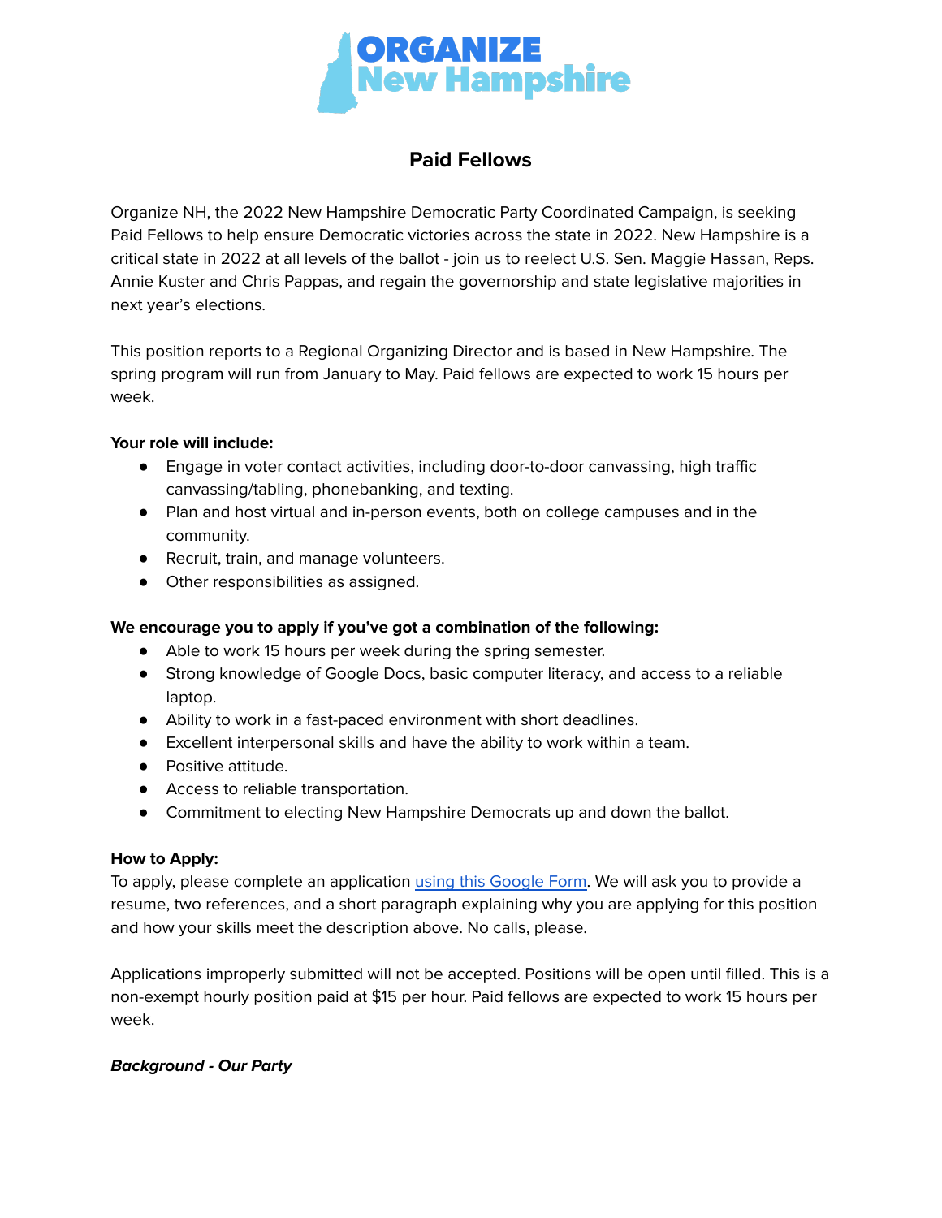# ORGANIZE New Hampshire

## Paid Fellows

Organize NH, the 2022 New Hampshire Democratic Party Coordinated Campaign, is seeking Paid Fellows to help ensure Democratic victories across the state in 2022. New Hampshire is a critical state in 2022 at all levels of the ballot - join us to reelect U.S. Sen. Maggie Hassan, Reps. Annie Kuster and Chris Pappas, and regain the governorship and state legislative majorities in next year's elections.

This position reports to a Regional Organizing Director and is based in New Hampshire. The spring program will run from January to May. Paid fellows are expected to work 15 hours per week.

**Your role will include:**

- Engage in voter contact activities, including door-to-door canvassing, high traffic canvassing/tabling, phonebanking, and texting.
- Plan and host virtual and in-person events, both on college campuses and in the community.
- Recruit, train, and manage volunteers.
- Other responsibilities as assigned.

**We encourage you to apply if you've got a combination of the following:**

- Able to work 15 hours per week during the spring semester.
- Strong knowledge of Google Docs, basic computer literacy, and access to a reliable laptop.
- Ability to work in a fast-paced environment with short deadlines.
- Excellent interpersonal skills and have the ability to work within a team.
- Positive attitude.
- Access to reliable transportation.
- Commitment to electing New Hampshire Democrats up and down the ballot.

**How to Apply:**

To apply, please complete an application using this Google Form. We will ask you to provide a resume, two references, and a short paragraph explaining why you are applying for this position and how your skills meet the description above. No calls, please.

Applications improperly submitted will not be accepted. Positions will be open until filled. This is a non-exempt hourly position paid at $15 per hour. Paid fellows are expected to work 15 hours per week.

***Background - Our Party***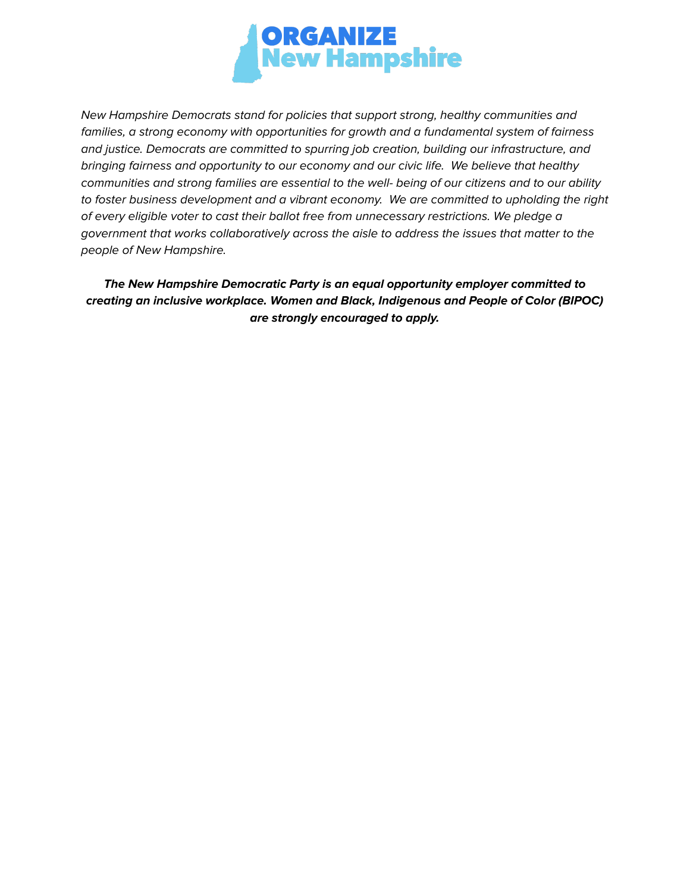ORGANIZE
New Hampshire

*New Hampshire Democrats stand for policies that support strong, healthy communities and families, a strong economy with opportunities for growth and a fundamental system of fairness and justice. Democrats are committed to spurring job creation, building our infrastructure, and bringing fairness and opportunity to our economy and our civic life. We believe that healthy communities and strong families are essential to the well- being of our citizens and to our ability to foster business development and a vibrant economy. We are committed to upholding the right of every eligible voter to cast their ballot free from unnecessary restrictions. We pledge a government that works collaboratively across the aisle to address the issues that matter to the people of New Hampshire.*

***The New Hampshire Democratic Party is an equal opportunity employer committed to creating an inclusive workplace. Women and Black, Indigenous and People of Color (BIPOC) are strongly encouraged to apply.***